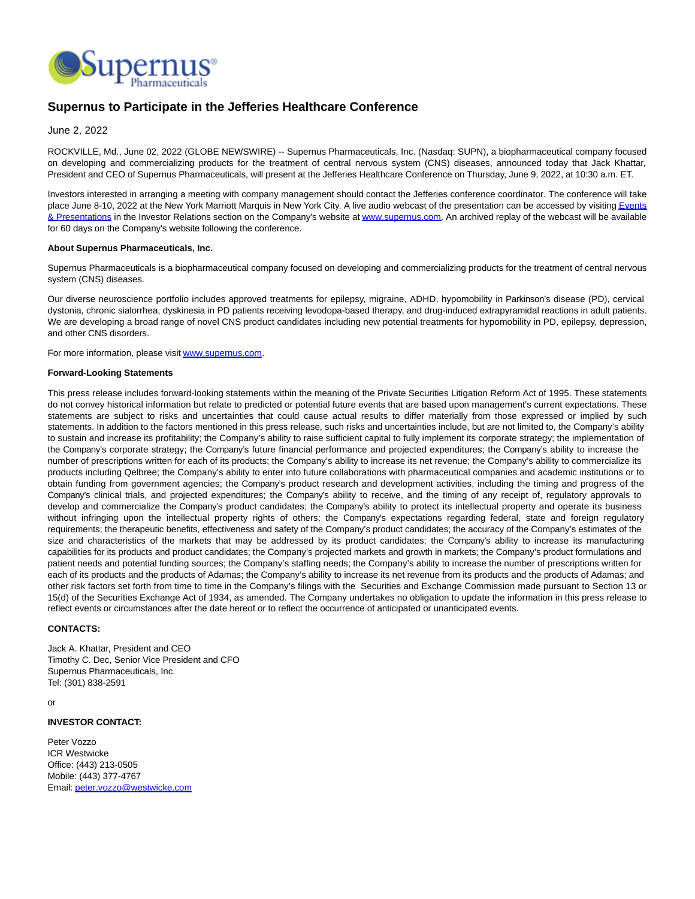# Supernus to Participate in the Jefferies Healthcare Conference

June 2, 2022

ROCKVILLE, Md., June 02, 2022 (GLOBE NEWSWIRE) -- Supernus Pharmaceuticals, Inc. (Nasdaq: SUPN), a biopharmaceutical company focused on developing and commercializing products for the treatment of central nervous system (CNS) diseases, announced today that Jack Khattar, President and CEO of Supernus Pharmaceuticals, will present at the Jefferies Healthcare Conference on Thursday, June 9, 2022, at 10:30 a.m. ET.

Investors interested in arranging a meeting with company management should contact the Jefferies conference coordinator. The conference will take place June 8-10, 2022 at the New York Marriott Marquis in New York City. A live audio webcast of the presentation can be accessed by visiting [Events & Presentations](#) in the Investor Relations section on the Company's website at [www.supernus.com](http://www.supernus.com). An archived replay of the webcast will be available for 60 days on the Company's website following the conference.

**About Supernus Pharmaceuticals, Inc.**

Supernus Pharmaceuticals is a biopharmaceutical company focused on developing and commercializing products for the treatment of central nervous system (CNS) diseases.

Our diverse neuroscience portfolio includes approved treatments for epilepsy, migraine, ADHD, hypomobility in Parkinson's disease (PD), cervical dystonia, chronic sialorrhea, dyskinesia in PD patients receiving levodopa-based therapy, and drug-induced extrapyramidal reactions in adult patients. We are developing a broad range of novel CNS product candidates including new potential treatments for hypomobility in PD, epilepsy, depression, and other CNS disorders.

For more information, please visit [www.supernus.com](http://www.supernus.com).

**Forward-Looking Statements**

This press release includes forward-looking statements within the meaning of the Private Securities Litigation Reform Act of 1995. These statements do not convey historical information but relate to predicted or potential future events that are based upon management's current expectations. These statements are subject to risks and uncertainties that could cause actual results to differ materially from those expressed or implied by such statements. In addition to the factors mentioned in this press release, such risks and uncertainties include, but are not limited to, the Company's ability to sustain and increase its profitability; the Company's ability to raise sufficient capital to fully implement its corporate strategy; the implementation of the Company's corporate strategy; the Company's future financial performance and projected expenditures; the Company's ability to increase the number of prescriptions written for each of its products; the Company's ability to increase its net revenue; the Company's ability to commercialize its products including Qelbree; the Company's ability to enter into future collaborations with pharmaceutical companies and academic institutions or to obtain funding from government agencies; the Company's product research and development activities, including the timing and progress of the Company's clinical trials, and projected expenditures; the Company's ability to receive, and the timing of any receipt of, regulatory approvals to develop and commercialize the Company's product candidates; the Company's ability to protect its intellectual property and operate its business without infringing upon the intellectual property rights of others; the Company's expectations regarding federal, state and foreign regulatory requirements; the therapeutic benefits, effectiveness and safety of the Company's product candidates; the accuracy of the Company's estimates of the size and characteristics of the markets that may be addressed by its product candidates; the Company's ability to increase its manufacturing capabilities for its products and product candidates; the Company's projected markets and growth in markets; the Company's product formulations and patient needs and potential funding sources; the Company's staffing needs; the Company's ability to increase the number of prescriptions written for each of its products and the products of Adamas; the Company's ability to increase its net revenue from its products and the products of Adamas; and other risk factors set forth from time to time in the Company's filings with the Securities and Exchange Commission made pursuant to Section 13 or 15(d) of the Securities Exchange Act of 1934, as amended. The Company undertakes no obligation to update the information in this press release to reflect events or circumstances after the date hereof or to reflect the occurrence of anticipated or unanticipated events.

**CONTACTS:**

Jack A. Khattar, President and CEO
Timothy C. Dec, Senior Vice President and CFO
Supernus Pharmaceuticals, Inc.
Tel: (301) 838-2591

or

**INVESTOR CONTACT:**

Peter Vozzo
ICR Westwicke
Office: (443) 213-0505
Mobile: (443) 377-4767
Email: [peter.vozzo@westwicke.com](mailto:peter.vozzo@westwicke.com)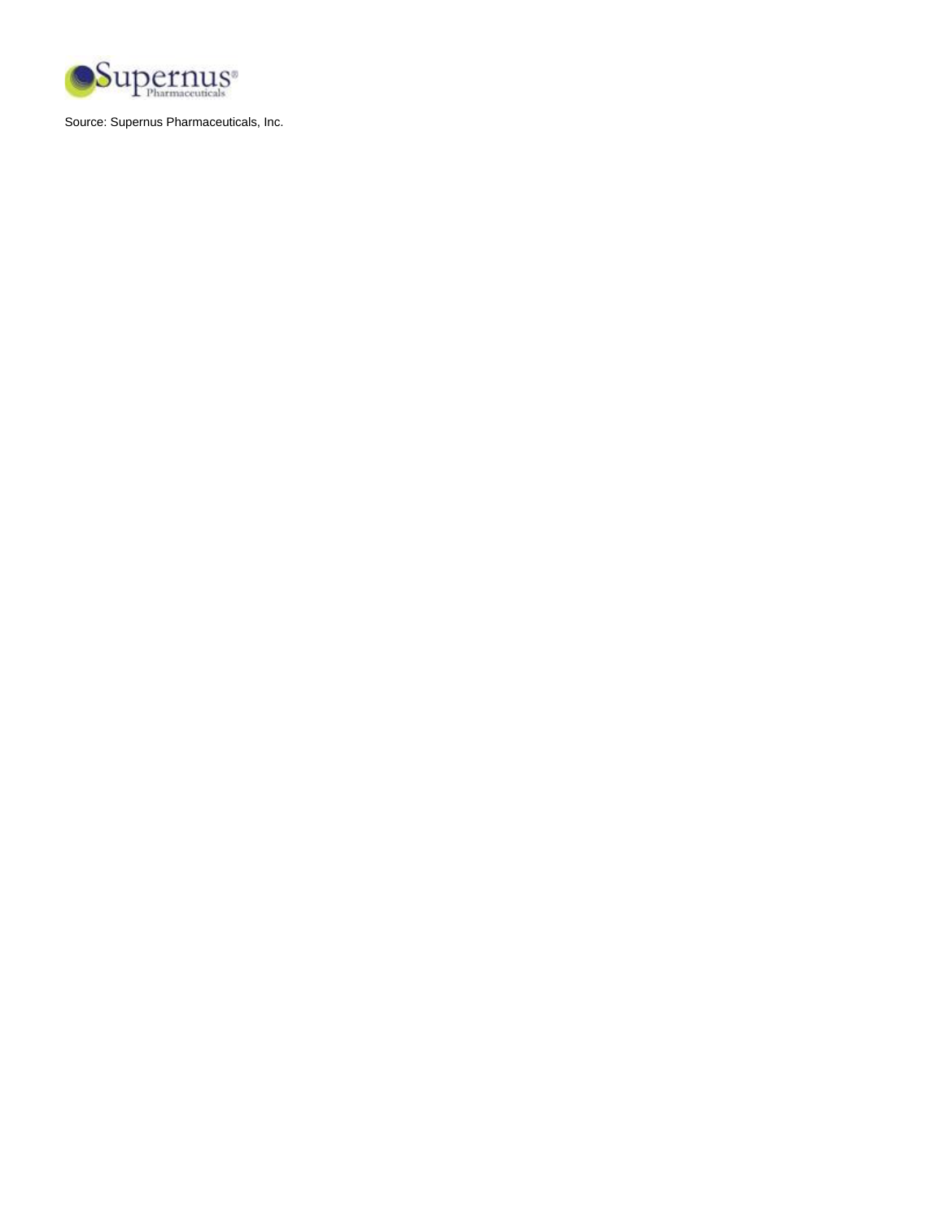Source: Supernus Pharmaceuticals, Inc.